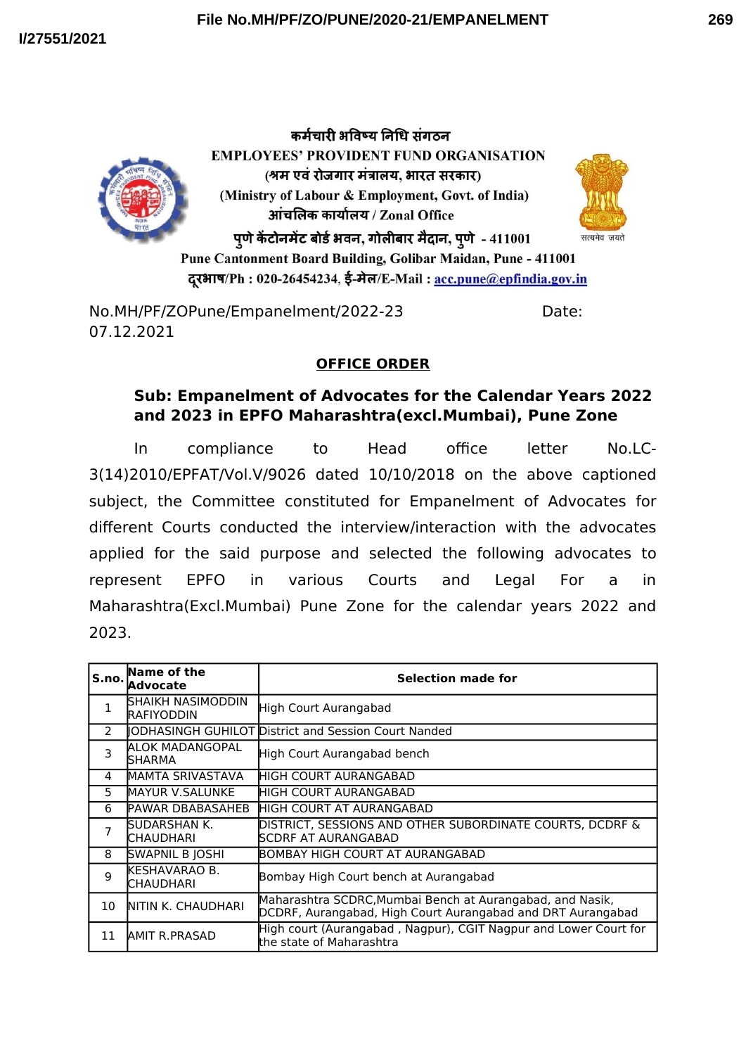File No.MH/PF/ZO/PUNE/2020-21/EMPANELMENT

I/27551/2021

कर्मचारी भविष्य निधि संगठन
**EMPLOYEES' PROVIDENT FUND ORGANISATION**
(श्रम एवं रोजगार मंत्रालय, भारत सरकार)
**(Ministry of Labour & Employment, Govt. of India)**
आंचलिक कार्यालय / Zonal Office
पुणे कैंटोनमेंट बोर्ड भवन, गोलीबार मैदान, पुणे - 411001
**Pune Cantonment Board Building, Golibar Maidan, Pune - 411001**
दूरभाष/Ph : 020-26454234, ई-मेल/E-Mail : acc.pune@epfindia.gov.in

सत्यमेव जयते

No.MH/PF/ZOPune/Empanelment/2022-23 Date: 07.12.2021

## OFFICE ORDER

**Sub: Empanelment of Advocates for the Calendar Years 2022 and 2023 in EPFO Maharashtra(excl.Mumbai), Pune Zone**

In compliance to Head office letter No.LC-3(14)2010/EPFAT/Vol.V/9026 dated 10/10/2018 on the above captioned subject, the Committee constituted for Empanelment of Advocates for different Courts conducted the interview/interaction with the advocates applied for the said purpose and selected the following advocates to represent EPFO in various Courts and Legal For a in Maharashtra(Excl.Mumbai) Pune Zone for the calendar years 2022 and 2023.

| S.no. | Name of the Advocate | Selection made for |
|---|---|---|
| 1 | SHAIKH NASIMODDIN RAFIYODDIN | High Court Aurangabad |
| 2 | JODHASINGH GUHILOT | District and Session Court Nanded |
| 3 | ALOK MADANGOPAL SHARMA | High Court Aurangabad bench |
| 4 | MAMTA SRIVASTAVA | HIGH COURT AURANGABAD |
| 5 | MAYUR V.SALUNKE | HIGH COURT AURANGABAD |
| 6 | PAWAR DBABASAHEB | HIGH COURT AT AURANGABAD |
| 7 | SUDARSHAN K. CHAUDHARI | DISTRICT, SESSIONS AND OTHER SUBORDINATE COURTS, DCDRF & SCDRF AT AURANGABAD |
| 8 | SWAPNIL B JOSHI | BOMBAY HIGH COURT AT AURANGABAD |
| 9 | KESHAVARAO B. CHAUDHARI | Bombay High Court bench at Aurangabad |
| 10 | NITIN K. CHAUDHARI | Maharashtra SCDRC,Mumbai Bench at Aurangabad, and Nasik, DCDRF, Aurangabad, High Court Aurangabad and DRT Aurangabad |
| 11 | AMIT R.PRASAD | High court (Aurangabad , Nagpur), CGIT Nagpur and Lower Court for the state of Maharashtra |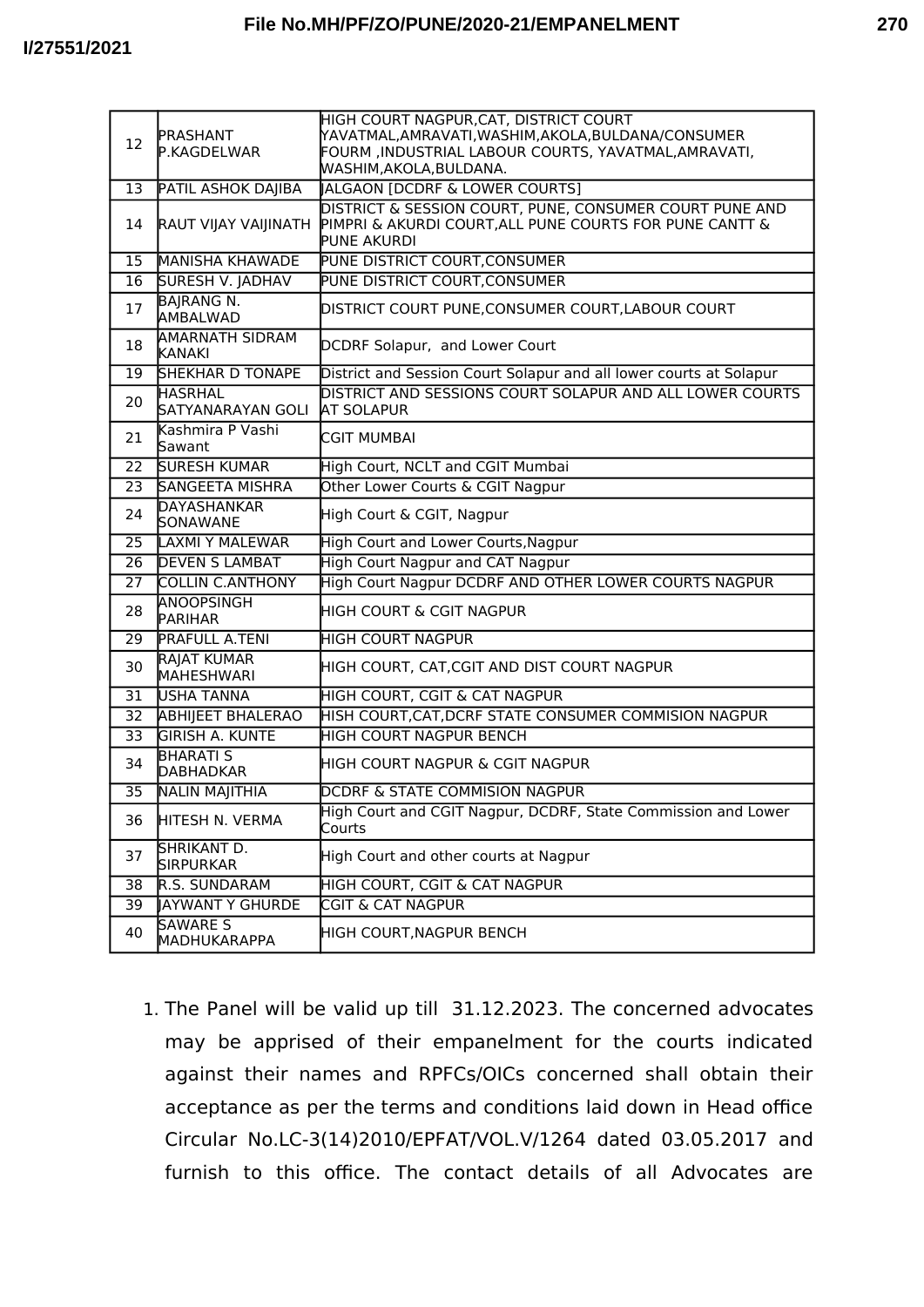| 12 | PRASHANT P.KAGDELWAR | HIGH COURT NAGPUR,CAT, DISTRICT COURT YAVATMAL,AMRAVATI,WASHIM,AKOLA,BULDANA/CONSUMER FOURM ,INDUSTRIAL LABOUR COURTS, YAVATMAL,AMRAVATI, WASHIM,AKOLA,BULDANA. |
|---|---|---|
| 13 | PATIL ASHOK DAJIBA | JALGAON [DCDRF & LOWER COURTS] |
| 14 | RAUT VIJAY VAIJINATH | DISTRICT & SESSION COURT, PUNE, CONSUMER COURT PUNE AND PIMPRI & AKURDI COURT,ALL PUNE COURTS FOR PUNE CANTT & PUNE AKURDI |
| 15 | MANISHA KHAWADE | PUNE DISTRICT COURT,CONSUMER |
| 16 | SURESH V. JADHAV | PUNE DISTRICT COURT,CONSUMER |
| 17 | BAJRANG N. AMBALWAD | DISTRICT COURT PUNE,CONSUMER COURT,LABOUR COURT |
| 18 | AMARNATH SIDRAM KANAKI | DCDRF Solapur, and Lower Court |
| 19 | SHEKHAR D TONAPE | District and Session Court Solapur and all lower courts at Solapur |
| 20 | HASRHAL SATYANARAYAN GOLI | DISTRICT AND SESSIONS COURT SOLAPUR AND ALL LOWER COURTS AT SOLAPUR |
| 21 | Kashmira P Vashi Sawant | CGIT MUMBAI |
| 22 | SURESH KUMAR | High Court, NCLT and CGIT Mumbai |
| 23 | SANGEETA MISHRA | Other Lower Courts & CGIT Nagpur |
| 24 | DAYASHANKAR SONAWANE | High Court & CGIT, Nagpur |
| 25 | LAXMI Y MALEWAR | High Court and Lower Courts,Nagpur |
| 26 | DEVEN S LAMBAT | High Court Nagpur and CAT Nagpur |
| 27 | COLLIN C.ANTHONY | High Court Nagpur DCDRF AND OTHER LOWER COURTS NAGPUR |
| 28 | ANOOPSINGH PARIHAR | HIGH COURT & CGIT NAGPUR |
| 29 | PRAFULL A.TENI | HIGH COURT NAGPUR |
| 30 | RAJAT KUMAR MAHESHWARI | HIGH COURT, CAT,CGIT AND DIST COURT NAGPUR |
| 31 | USHA TANNA | HIGH COURT, CGIT & CAT NAGPUR |
| 32 | ABHIJEET BHALERAO | HISH COURT,CAT,DCRF STATE CONSUMER COMMISION NAGPUR |
| 33 | GIRISH A. KUNTE | HIGH COURT NAGPUR BENCH |
| 34 | BHARATI S DABHADKAR | HIGH COURT NAGPUR & CGIT NAGPUR |
| 35 | NALIN MAJITHIA | DCDRF & STATE COMMISION NAGPUR |
| 36 | HITESH N. VERMA | High Court and CGIT Nagpur, DCDRF, State Commission and Lower Courts |
| 37 | SHRIKANT D. SIRPURKAR | High Court and other courts at Nagpur |
| 38 | R.S. SUNDARAM | HIGH COURT, CGIT & CAT NAGPUR |
| 39 | JAYWANT Y GHURDE | CGIT & CAT NAGPUR |
| 40 | SAWARE S MADHUKARAPPA | HIGH COURT,NAGPUR BENCH |

1. The Panel will be valid up till 31.12.2023. The concerned advocates may be apprised of their empanelment for the courts indicated against their names and RPFCs/OICs concerned shall obtain their acceptance as per the terms and conditions laid down in Head office Circular No.LC-3(14)2010/EPFAT/VOL.V/1264 dated 03.05.2017 and furnish to this office. The contact details of all Advocates are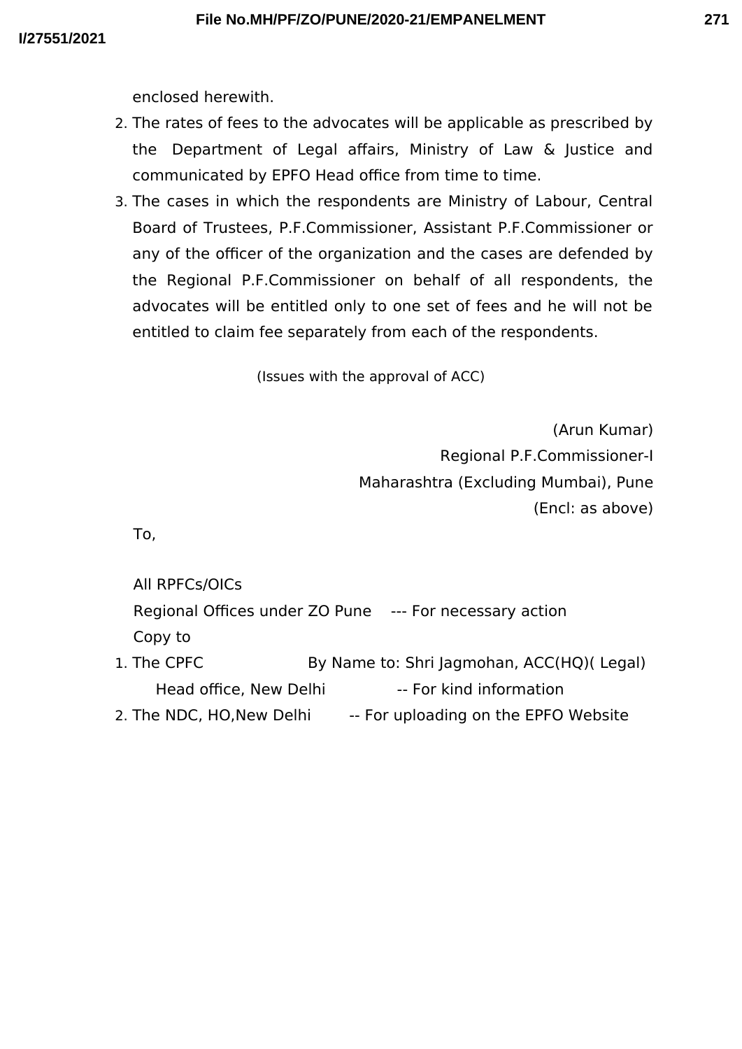enclosed herewith.

2. The rates of fees to the advocates will be applicable as prescribed by the Department of Legal affairs, Ministry of Law & Justice and communicated by EPFO Head office from time to time.
3. The cases in which the respondents are Ministry of Labour, Central Board of Trustees, P.F.Commissioner, Assistant P.F.Commissioner or any of the officer of the organization and the cases are defended by the Regional P.F.Commissioner on behalf of all respondents, the advocates will be entitled only to one set of fees and he will not be entitled to claim fee separately from each of the respondents.

(Issues with the approval of ACC)

(Arun Kumar)
Regional P.F.Commissioner-I
Maharashtra (Excluding Mumbai), Pune
(Encl: as above)

To,

All RPFCs/OICs
Regional Offices under ZO Pune --- For necessary action

Copy to

1. The CPFC By Name to: Shri Jagmohan, ACC(HQ)( Legal)
   Head office, New Delhi -- For kind information
2. The NDC, HO,New Delhi -- For uploading on the EPFO Website